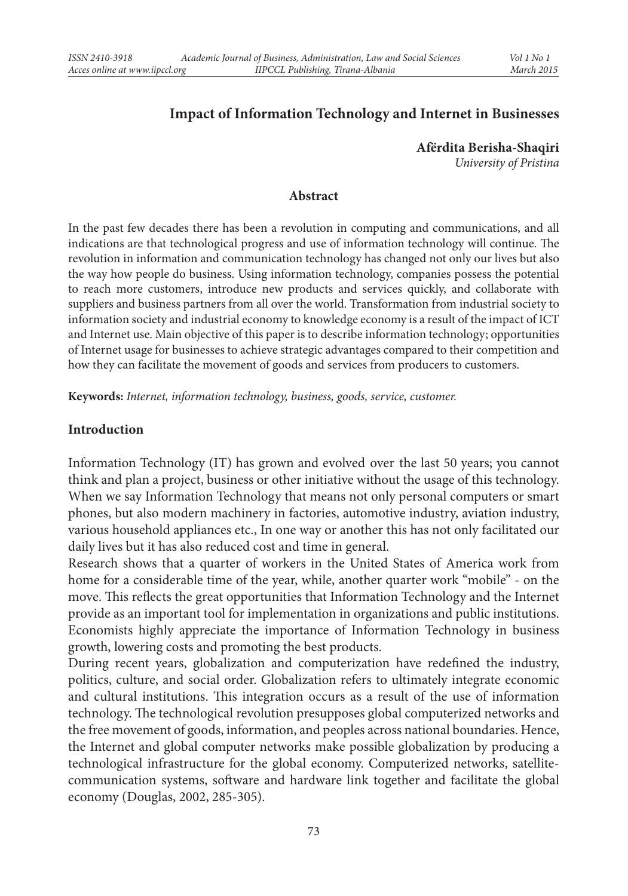# Impact of Information Technology and Internet in Businesses

**Afërdita Berisha-Shaqiri**
*University of Pristina*

## Abstract

In the past few decades there has been a revolution in computing and communications, and all indications are that technological progress and use of information technology will continue. The revolution in information and communication technology has changed not only our lives but also the way how people do business. Using information technology, companies possess the potential to reach more customers, introduce new products and services quickly, and collaborate with suppliers and business partners from all over the world. Transformation from industrial society to information society and industrial economy to knowledge economy is a result of the impact of ICT and Internet use. Main objective of this paper is to describe information technology; opportunities of Internet usage for businesses to achieve strategic advantages compared to their competition and how they can facilitate the movement of goods and services from producers to customers.

**Keywords:** *Internet, information technology, business, goods, service, customer.*

## Introduction

Information Technology (IT) has grown and evolved over the last 50 years; you cannot think and plan a project, business or other initiative without the usage of this technology. When we say Information Technology that means not only personal computers or smart phones, but also modern machinery in factories, automotive industry, aviation industry, various household appliances etc., In one way or another this has not only facilitated our daily lives but it has also reduced cost and time in general.

Research shows that a quarter of workers in the United States of America work from home for a considerable time of the year, while, another quarter work "mobile" - on the move. This reflects the great opportunities that Information Technology and the Internet provide as an important tool for implementation in organizations and public institutions. Economists highly appreciate the importance of Information Technology in business growth, lowering costs and promoting the best products.

During recent years, globalization and computerization have redefined the industry, politics, culture, and social order. Globalization refers to ultimately integrate economic and cultural institutions. This integration occurs as a result of the use of information technology. The technological revolution presupposes global computerized networks and the free movement of goods, information, and peoples across national boundaries. Hence, the Internet and global computer networks make possible globalization by producing a technological infrastructure for the global economy. Computerized networks, satellite-communication systems, software and hardware link together and facilitate the global economy (Douglas, 2002, 285-305).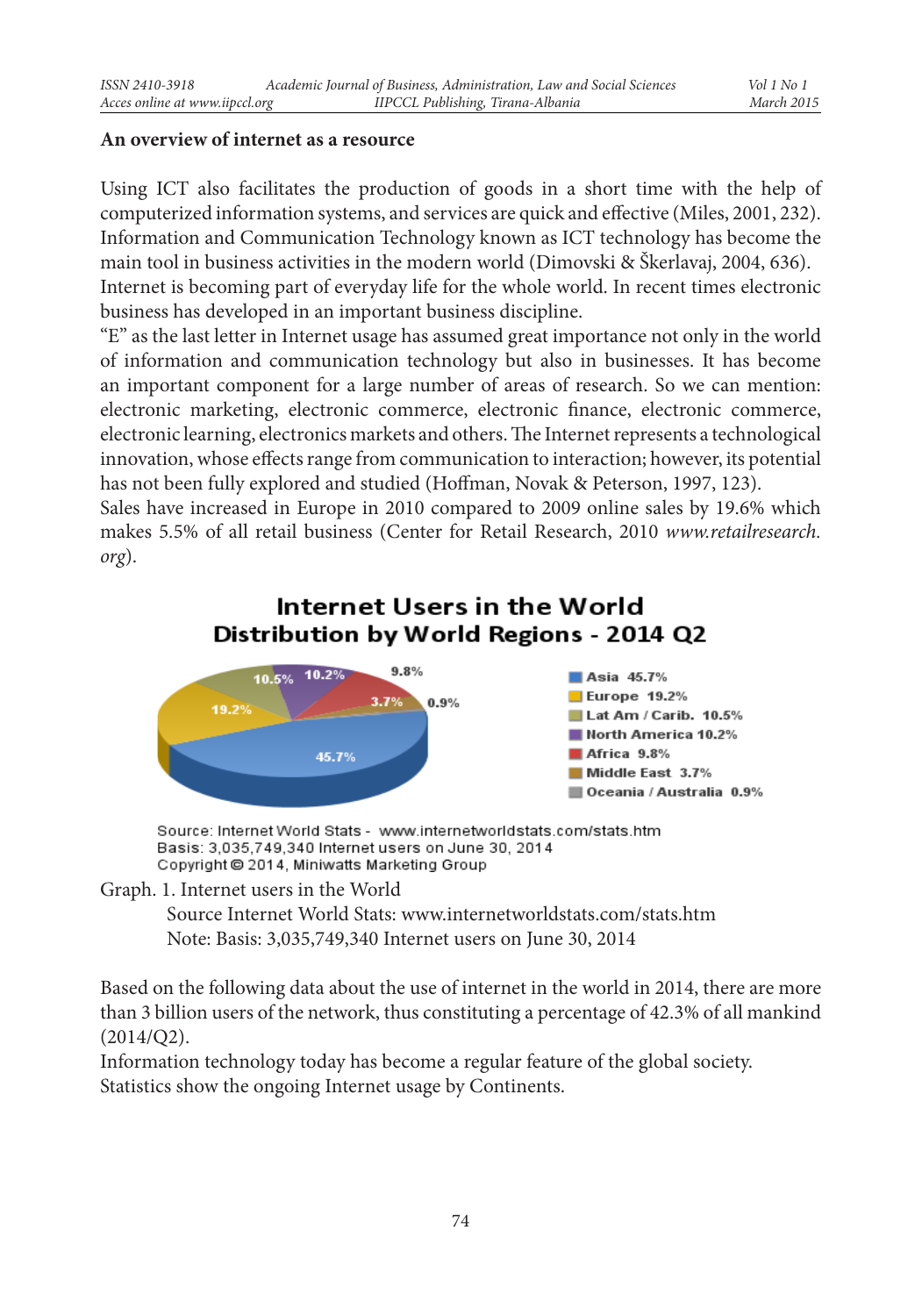**An overview of internet as a resource**

Using ICT also facilitates the production of goods in a short time with the help of computerized information systems, and services are quick and effective (Miles, 2001, 232). Information and Communication Technology known as ICT technology has become the main tool in business activities in the modern world (Dimovski & Škerlavaj, 2004, 636).
Internet is becoming part of everyday life for the whole world. In recent times electronic business has developed in an important business discipline.
"E" as the last letter in Internet usage has assumed great importance not only in the world of information and communication technology but also in businesses. It has become an important component for a large number of areas of research. So we can mention: electronic marketing, electronic commerce, electronic finance, electronic commerce, electronic learning, electronics markets and others. The Internet represents a technological innovation, whose effects range from communication to interaction; however, its potential has not been fully explored and studied (Hoffman, Novak & Peterson, 1997, 123).
Sales have increased in Europe in 2010 compared to 2009 online sales by 19.6% which makes 5.5% of all retail business (Center for Retail Research, 2010 *www.retailresearch.org*).

**Internet Users in the World**
**Distribution by World Regions - 2014 Q2**

- Asia 45.7%
- Europe 19.2%
- Lat Am / Carib. 10.5%
- North America 10.2%
- Africa 9.8%
- Middle East 3.7%
- Oceania / Australia 0.9%

Source: Internet World Stats - www.internetworldstats.com/stats.htm
Basis: 3,035,749,340 Internet users on June 30, 2014
Copyright © 2014, Miniwatts Marketing Group

Graph. 1. Internet users in the World
Source Internet World Stats: www.internetworldstats.com/stats.htm
Note: Basis: 3,035,749,340 Internet users on June 30, 2014

Based on the following data about the use of internet in the world in 2014, there are more than 3 billion users of the network, thus constituting a percentage of 42.3% of all mankind (2014/Q2).
Information technology today has become a regular feature of the global society.
Statistics show the ongoing Internet usage by Continents.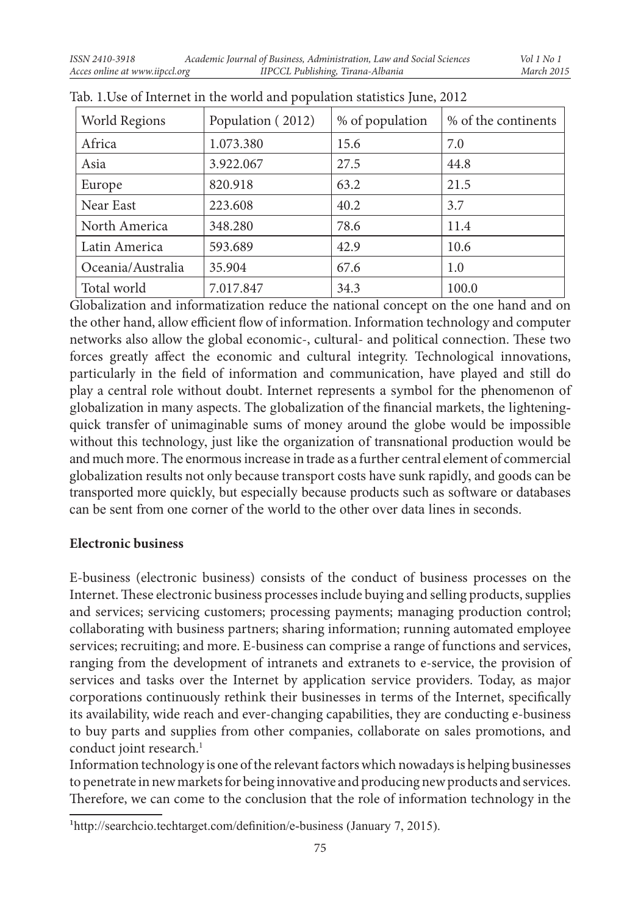Tab. 1.Use of Internet in the world and population statistics June, 2012

| World Regions | Population ( 2012) | % of population | % of the continents |
|---|---|---|---|
| Africa | 1.073.380 | 15.6 | 7.0 |
| Asia | 3.922.067 | 27.5 | 44.8 |
| Europe | 820.918 | 63.2 | 21.5 |
| Near East | 223.608 | 40.2 | 3.7 |
| North America | 348.280 | 78.6 | 11.4 |
| Latin America | 593.689 | 42.9 | 10.6 |
| Oceania/Australia | 35.904 | 67.6 | 1.0 |
| Total world | 7.017.847 | 34.3 | 100.0 |

Globalization and informatization reduce the national concept on the one hand and on the other hand, allow efficient flow of information. Information technology and computer networks also allow the global economic-, cultural- and political connection. These two forces greatly affect the economic and cultural integrity. Technological innovations, particularly in the field of information and communication, have played and still do play a central role without doubt. Internet represents a symbol for the phenomenon of globalization in many aspects. The globalization of the financial markets, the lightening-quick transfer of unimaginable sums of money around the globe would be impossible without this technology, just like the organization of transnational production would be and much more. The enormous increase in trade as a further central element of commercial globalization results not only because transport costs have sunk rapidly, and goods can be transported more quickly, but especially because products such as software or databases can be sent from one corner of the world to the other over data lines in seconds.

## Electronic business

E-business (electronic business) consists of the conduct of business processes on the Internet. These electronic business processes include buying and selling products, supplies and services; servicing customers; processing payments; managing production control; collaborating with business partners; sharing information; running automated employee services; recruiting; and more. E-business can comprise a range of functions and services, ranging from the development of intranets and extranets to e-service, the provision of services and tasks over the Internet by application service providers. Today, as major corporations continuously rethink their businesses in terms of the Internet, specifically its availability, wide reach and ever-changing capabilities, they are conducting e-business to buy parts and supplies from other companies, collaborate on sales promotions, and conduct joint research.[1]

Information technology is one of the relevant factors which nowadays is helping businesses to penetrate in new markets for being innovative and producing new products and services. Therefore, we can come to the conclusion that the role of information technology in the

[1]http://searchcio.techtarget.com/definition/e-business (January 7, 2015).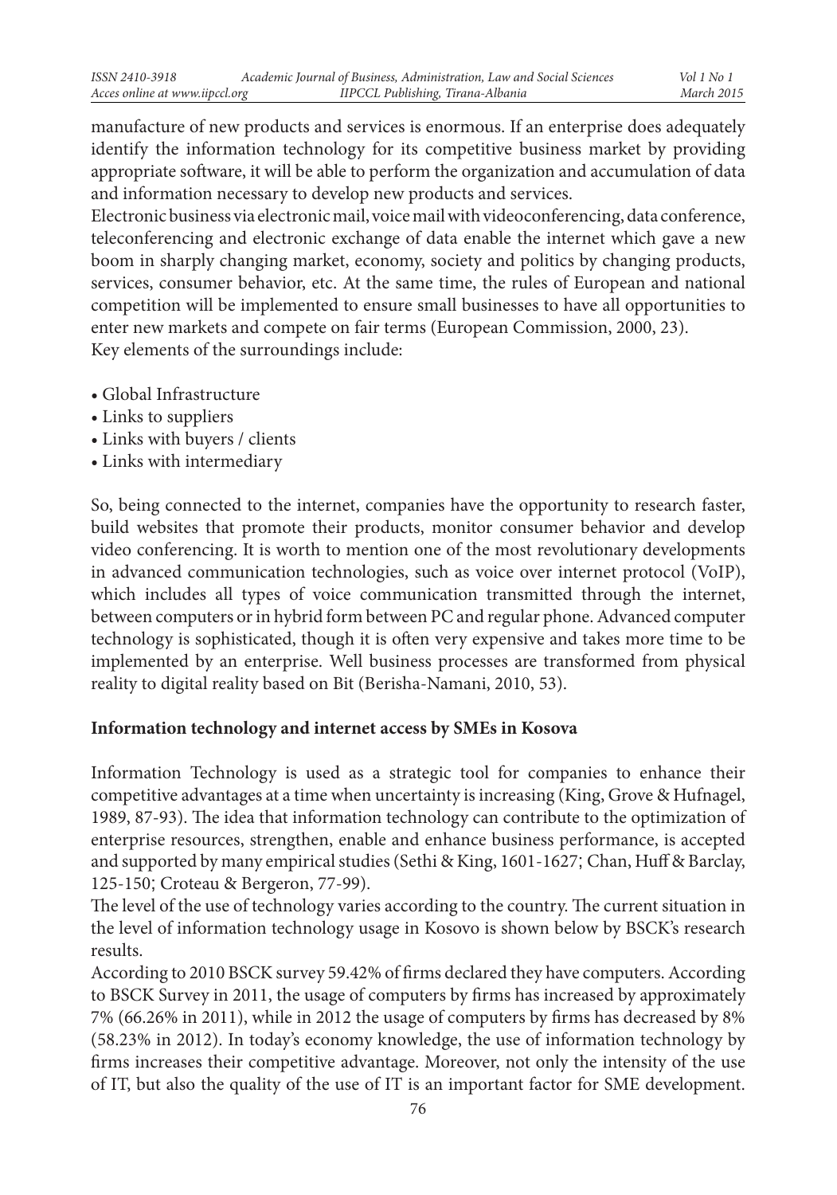manufacture of new products and services is enormous. If an enterprise does adequately identify the information technology for its competitive business market by providing appropriate software, it will be able to perform the organization and accumulation of data and information necessary to develop new products and services.

Electronic business via electronic mail, voice mail with videoconferencing, data conference, teleconferencing and electronic exchange of data enable the internet which gave a new boom in sharply changing market, economy, society and politics by changing products, services, consumer behavior, etc. At the same time, the rules of European and national competition will be implemented to ensure small businesses to have all opportunities to enter new markets and compete on fair terms (European Commission, 2000, 23).

Key elements of the surroundings include:

- Global Infrastructure
- Links to suppliers
- Links with buyers / clients
- Links with intermediary

So, being connected to the internet, companies have the opportunity to research faster, build websites that promote their products, monitor consumer behavior and develop video conferencing. It is worth to mention one of the most revolutionary developments in advanced communication technologies, such as voice over internet protocol (VoIP), which includes all types of voice communication transmitted through the internet, between computers or in hybrid form between PC and regular phone. Advanced computer technology is sophisticated, though it is often very expensive and takes more time to be implemented by an enterprise. Well business processes are transformed from physical reality to digital reality based on Bit (Berisha-Namani, 2010, 53).

**Information technology and internet access by SMEs in Kosova**

Information Technology is used as a strategic tool for companies to enhance their competitive advantages at a time when uncertainty is increasing (King, Grove & Hufnagel, 1989, 87-93). The idea that information technology can contribute to the optimization of enterprise resources, strengthen, enable and enhance business performance, is accepted and supported by many empirical studies (Sethi & King, 1601-1627; Chan, Huff & Barclay, 125-150; Croteau & Bergeron, 77-99).

The level of the use of technology varies according to the country. The current situation in the level of information technology usage in Kosovo is shown below by BSCK's research results.

According to 2010 BSCK survey 59.42% of firms declared they have computers. According to BSCK Survey in 2011, the usage of computers by firms has increased by approximately 7% (66.26% in 2011), while in 2012 the usage of computers by firms has decreased by 8% (58.23% in 2012). In today's economy knowledge, the use of information technology by firms increases their competitive advantage. Moreover, not only the intensity of the use of IT, but also the quality of the use of IT is an important factor for SME development.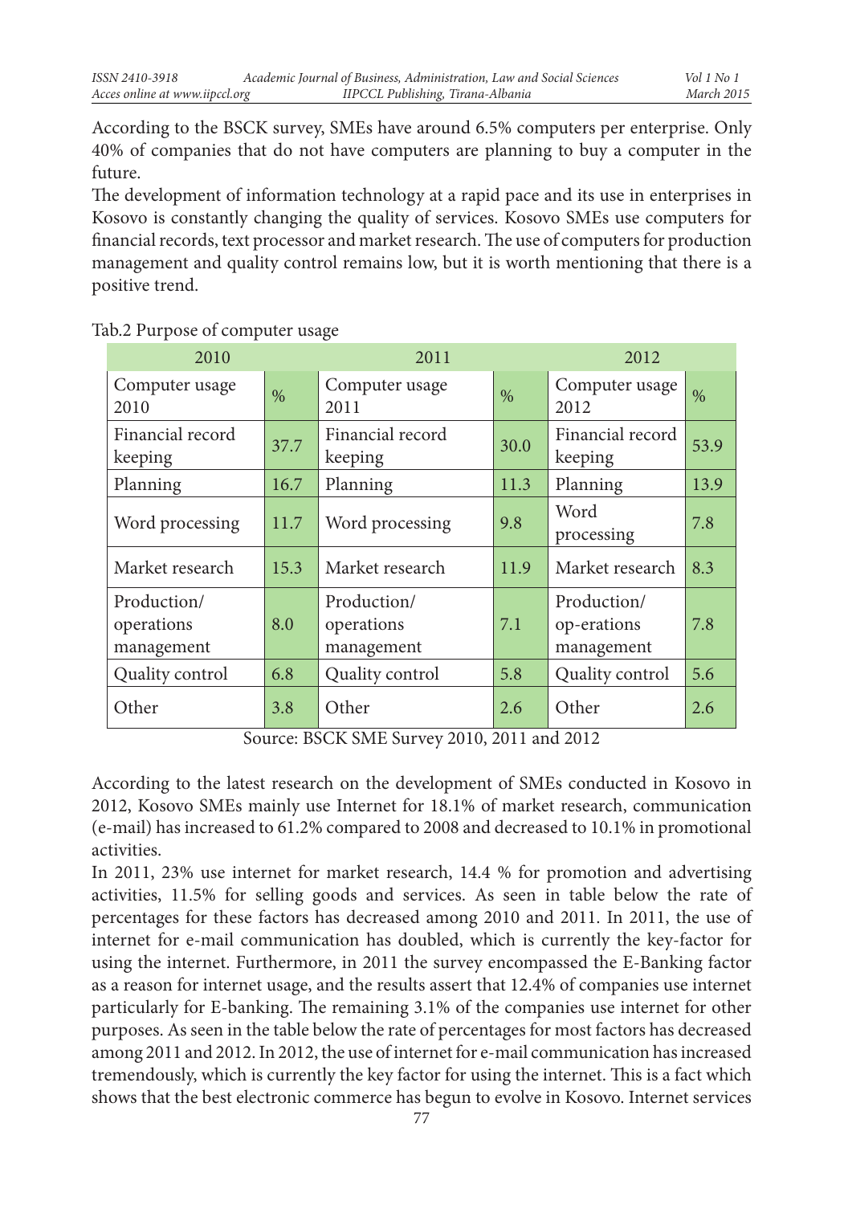According to the BSCK survey, SMEs have around 6.5% computers per enterprise. Only 40% of companies that do not have computers are planning to buy a computer in the future.

The development of information technology at a rapid pace and its use in enterprises in Kosovo is constantly changing the quality of services. Kosovo SMEs use computers for financial records, text processor and market research. The use of computers for production management and quality control remains low, but it is worth mentioning that there is a positive trend.

Tab.2 Purpose of computer usage

| 2010 | | 2011 | | 2012 | |
|---|---|---|---|---|---|
| Computer usage 2010 | % | Computer usage 2011 | % | Computer usage 2012 | % |
| Financial record keeping | 37.7 | Financial record keeping | 30.0 | Financial record keeping | 53.9 |
| Planning | 16.7 | Planning | 11.3 | Planning | 13.9 |
| Word processing | 11.7 | Word processing | 9.8 | Word processing | 7.8 |
| Market research | 15.3 | Market research | 11.9 | Market research | 8.3 |
| Production/ operations management | 8.0 | Production/ operations management | 7.1 | Production/ op-erations management | 7.8 |
| Quality control | 6.8 | Quality control | 5.8 | Quality control | 5.6 |
| Other | 3.8 | Other | 2.6 | Other | 2.6 |

Source: BSCK SME Survey 2010, 2011 and 2012

According to the latest research on the development of SMEs conducted in Kosovo in 2012, Kosovo SMEs mainly use Internet for 18.1% of market research, communication (e-mail) has increased to 61.2% compared to 2008 and decreased to 10.1% in promotional activities.

In 2011, 23% use internet for market research, 14.4 % for promotion and advertising activities, 11.5% for selling goods and services. As seen in table below the rate of percentages for these factors has decreased among 2010 and 2011. In 2011, the use of internet for e-mail communication has doubled, which is currently the key-factor for using the internet. Furthermore, in 2011 the survey encompassed the E-Banking factor as a reason for internet usage, and the results assert that 12.4% of companies use internet particularly for E-banking. The remaining 3.1% of the companies use internet for other purposes. As seen in the table below the rate of percentages for most factors has decreased among 2011 and 2012. In 2012, the use of internet for e-mail communication has increased tremendously, which is currently the key factor for using the internet. This is a fact which shows that the best electronic commerce has begun to evolve in Kosovo. Internet services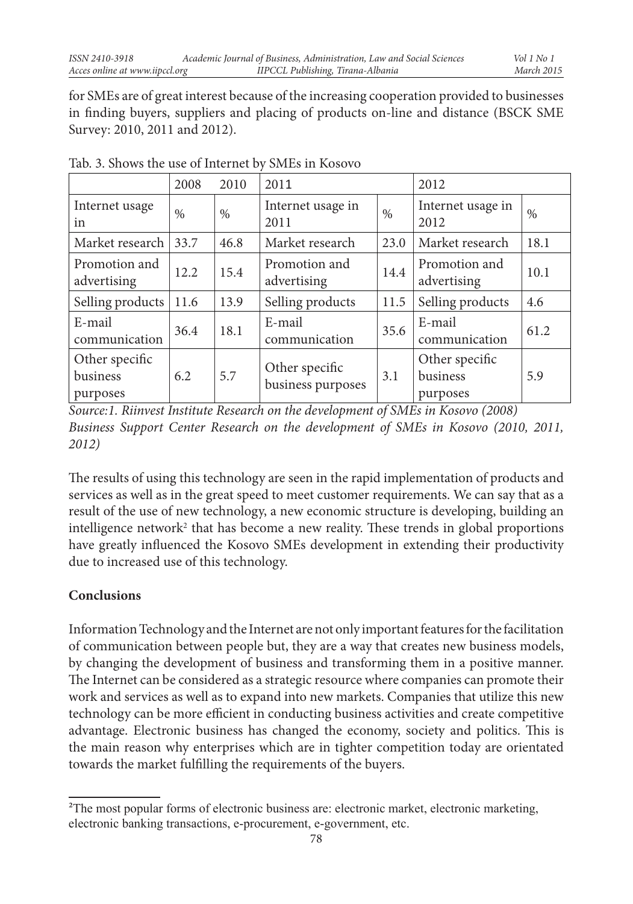for SMEs are of great interest because of the increasing cooperation provided to businesses in finding buyers, suppliers and placing of products on-line and distance (BSCK SME Survey: 2010, 2011 and 2012).

Tab. 3. Shows the use of Internet by SMEs in Kosovo

| | 2008 | 2010 | 2011 | | 2012 | |
|---|---|---|---|---|---|---|
| Internet usage in | % | % | Internet usage in 2011 | % | Internet usage in 2012 | % |
| Market research | 33.7 | 46.8 | Market research | 23.0 | Market research | 18.1 |
| Promotion and advertising | 12.2 | 15.4 | Promotion and advertising | 14.4 | Promotion and advertising | 10.1 |
| Selling products | 11.6 | 13.9 | Selling products | 11.5 | Selling products | 4.6 |
| E-mail communication | 36.4 | 18.1 | E-mail communication | 35.6 | E-mail communication | 61.2 |
| Other specific business purposes | 6.2 | 5.7 | Other specific business purposes | 3.1 | Other specific business purposes | 5.9 |

*Source:1. Riinvest Institute Research on the development of SMEs in Kosovo (2008)*
*Business Support Center Research on the development of SMEs in Kosovo (2010, 2011, 2012)*

The results of using this technology are seen in the rapid implementation of products and services as well as in the great speed to meet customer requirements. We can say that as a result of the use of new technology, a new economic structure is developing, building an intelligence network[2] that has become a new reality. These trends in global proportions have greatly influenced the Kosovo SMEs development in extending their productivity due to increased use of this technology.

## Conclusions

Information Technology and the Internet are not only important features for the facilitation of communication between people but, they are a way that creates new business models, by changing the development of business and transforming them in a positive manner. The Internet can be considered as a strategic resource where companies can promote their work and services as well as to expand into new markets. Companies that utilize this new technology can be more efficient in conducting business activities and create competitive advantage. Electronic business has changed the economy, society and politics. This is the main reason why enterprises which are in tighter competition today are orientated towards the market fulfilling the requirements of the buyers.

[2]The most popular forms of electronic business are: electronic market, electronic marketing, electronic banking transactions, e-procurement, e-government, etc.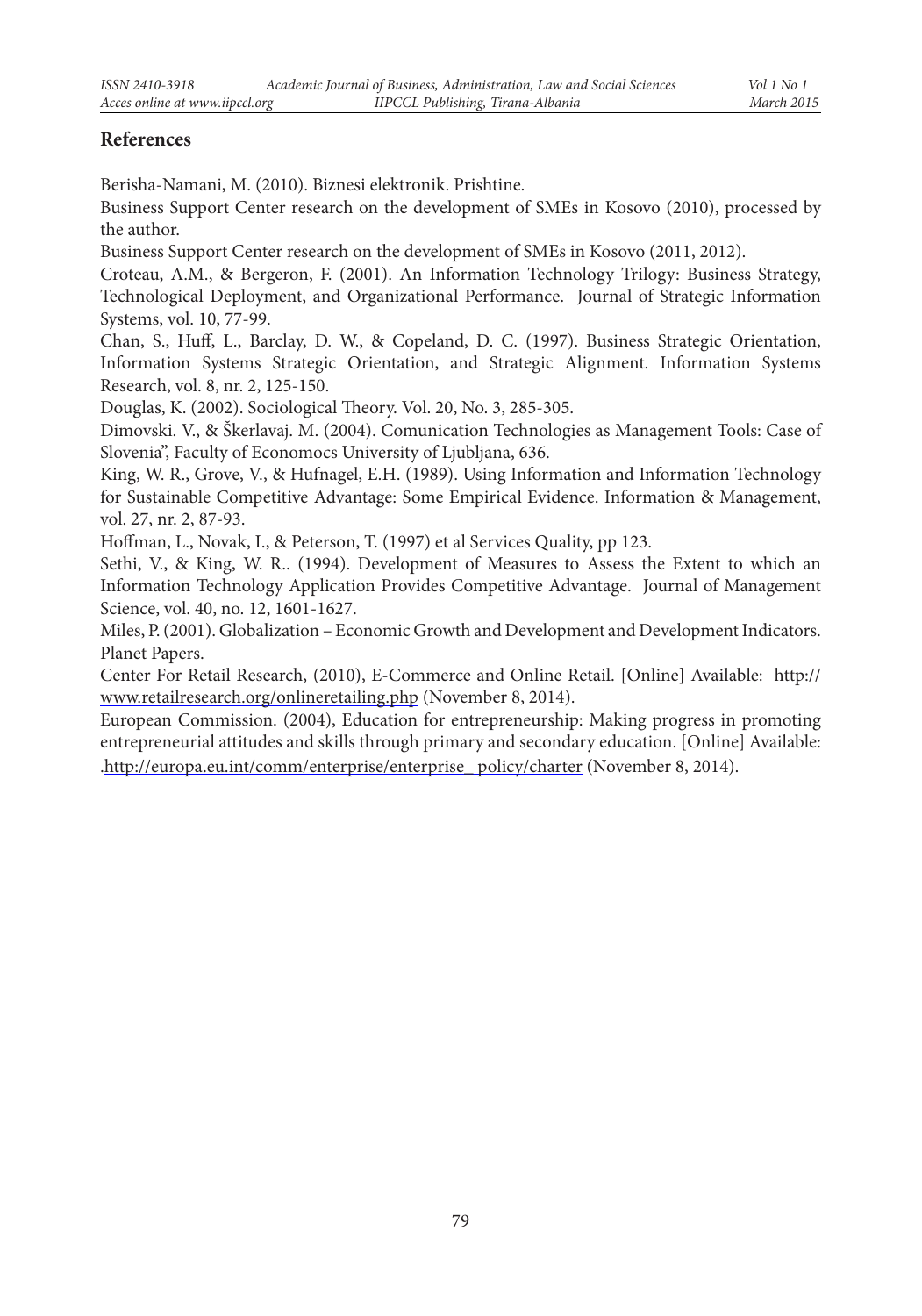## References

Berisha-Namani, M. (2010). Biznesi elektronik. Prishtine.

Business Support Center research on the development of SMEs in Kosovo (2010), processed by the author.

Business Support Center research on the development of SMEs in Kosovo (2011, 2012).

Croteau, A.M., & Bergeron, F. (2001). An Information Technology Trilogy: Business Strategy, Technological Deployment, and Organizational Performance. Journal of Strategic Information Systems, vol. 10, 77-99.

Chan, S., Huff, L., Barclay, D. W., & Copeland, D. C. (1997). Business Strategic Orientation, Information Systems Strategic Orientation, and Strategic Alignment. Information Systems Research, vol. 8, nr. 2, 125-150.

Douglas, K. (2002). Sociological Theory. Vol. 20, No. 3, 285-305.

Dimovski. V., & Škerlavaj. M. (2004). Comunication Technologies as Management Tools: Case of Slovenia", Faculty of Economocs University of Ljubljana, 636.

King, W. R., Grove, V., & Hufnagel, E.H. (1989). Using Information and Information Technology for Sustainable Competitive Advantage: Some Empirical Evidence. Information & Management, vol. 27, nr. 2, 87-93.

Hoffman, L., Novak, I., & Peterson, T. (1997) et al Services Quality, pp 123.

Sethi, V., & King, W. R.. (1994). Development of Measures to Assess the Extent to which an Information Technology Application Provides Competitive Advantage. Journal of Management Science, vol. 40, no. 12, 1601-1627.

Miles, P. (2001). Globalization – Economic Growth and Development and Development Indicators. Planet Papers.

Center For Retail Research, (2010), E-Commerce and Online Retail. [Online] Available: http://www.retailresearch.org/onlineretailing.php (November 8, 2014).

European Commission. (2004), Education for entrepreneurship: Making progress in promoting entrepreneurial attitudes and skills through primary and secondary education. [Online] Available: .http://europa.eu.int/comm/enterprise/enterprise_ policy/charter (November 8, 2014).